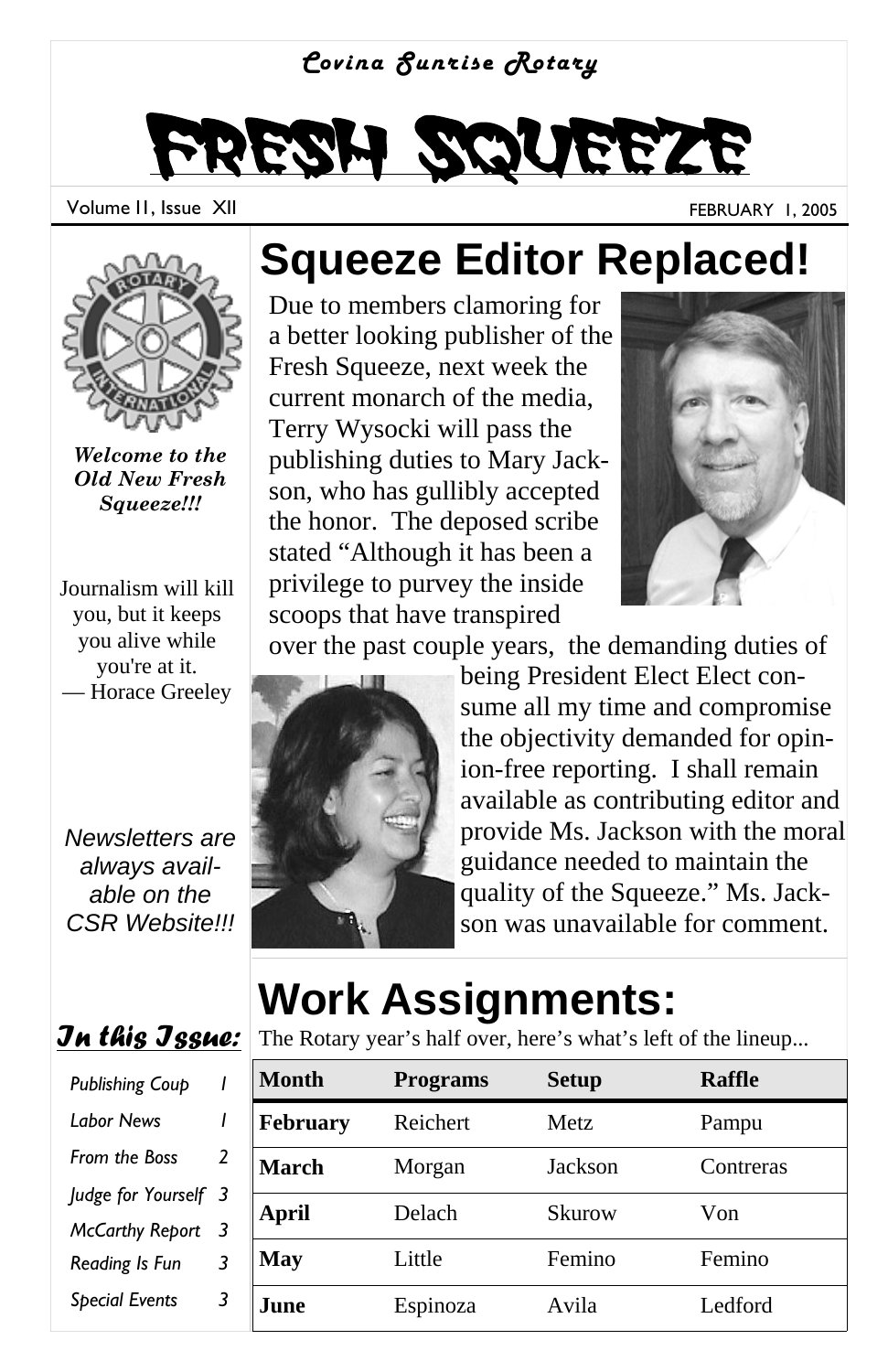*Covina Sunrise Rotary*

# FRESH SQUEEZE

Volume 11, Issue XII

FEBRUARY 1, 2005

***Welcome to the Old New Fresh Squeeze!!!***

Journalism will kill you, but it keeps you alive while you're at it.
— Horace Greeley

*Newsletters are always available on the CSR Website!!!*

## *In this Issue:*

- *Publishing Coup 1*
- *Labor News 1*
- *From the Boss 2*
- *Judge for Yourself 3*
- *McCarthy Report 3*
- *Reading Is Fun 3*
- *Special Events 3*

## Squeeze Editor Replaced!

Due to members clamoring for a better looking publisher of the Fresh Squeeze, next week the current monarch of the media, Terry Wysocki will pass the publishing duties to Mary Jackson, who has gullibly accepted the honor. The deposed scribe stated "Although it has been a privilege to purvey the inside scoops that have transpired over the past couple years, the demanding duties of being President Elect Elect consume all my time and compromise the objectivity demanded for opinion-free reporting. I shall remain available as contributing editor and provide Ms. Jackson with the moral guidance needed to maintain the quality of the Squeeze." Ms. Jackson was unavailable for comment.

## Work Assignments:

The Rotary year's half over, here's what's left of the lineup...

| Month | Programs | Setup | Raffle |
|---|---|---|---|
| **February** | Reichert | Metz | Pampu |
| **March** | Morgan | Jackson | Contreras |
| **April** | Delach | Skurow | Von |
| **May** | Little | Femino | Femino |
| **June** | Espinoza | Avila | Ledford |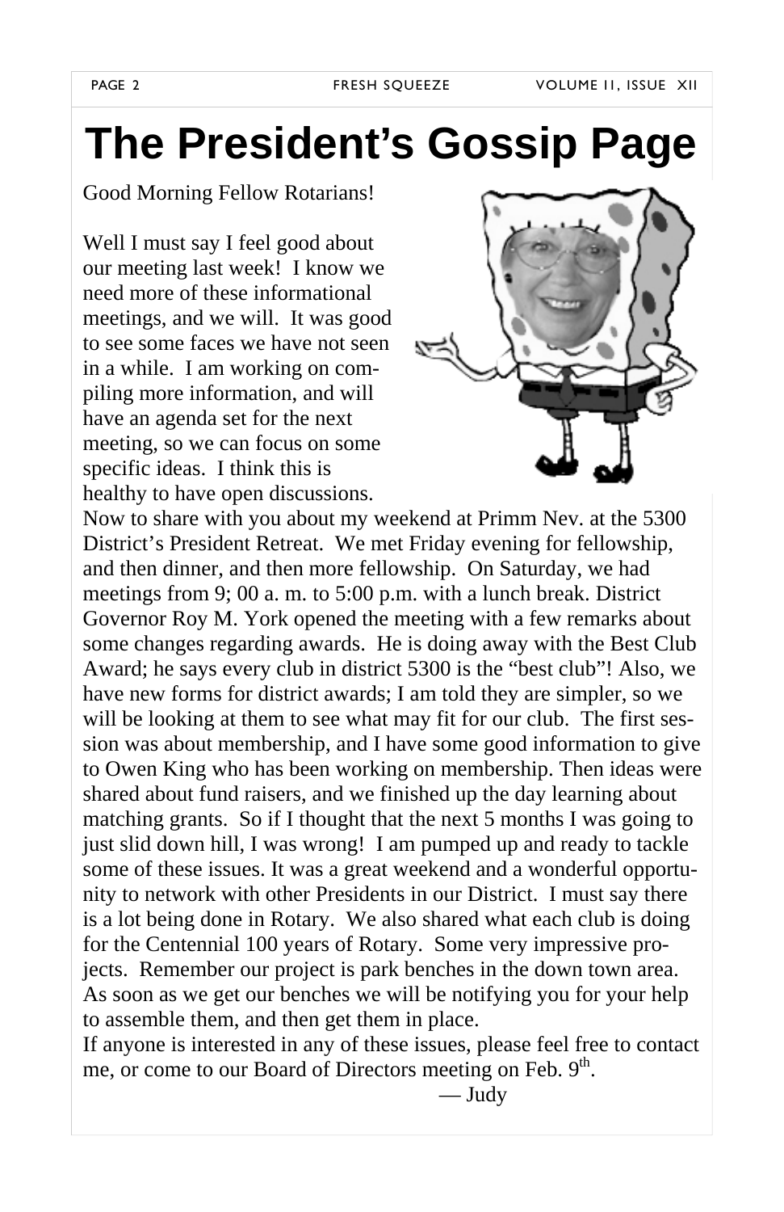# The President's Gossip Page

Good Morning Fellow Rotarians!

Well I must say I feel good about our meeting last week! I know we need more of these informational meetings, and we will. It was good to see some faces we have not seen in a while. I am working on compiling more information, and will have an agenda set for the next meeting, so we can focus on some specific ideas. I think this is healthy to have open discussions.

Now to share with you about my weekend at Primm Nev. at the 5300 District's President Retreat. We met Friday evening for fellowship, and then dinner, and then more fellowship. On Saturday, we had meetings from 9; 00 a. m. to 5:00 p.m. with a lunch break. District Governor Roy M. York opened the meeting with a few remarks about some changes regarding awards. He is doing away with the Best Club Award; he says every club in district 5300 is the "best club"! Also, we have new forms for district awards; I am told they are simpler, so we will be looking at them to see what may fit for our club. The first session was about membership, and I have some good information to give to Owen King who has been working on membership. Then ideas were shared about fund raisers, and we finished up the day learning about matching grants. So if I thought that the next 5 months I was going to just slid down hill, I was wrong! I am pumped up and ready to tackle some of these issues. It was a great weekend and a wonderful opportunity to network with other Presidents in our District. I must say there is a lot being done in Rotary. We also shared what each club is doing for the Centennial 100 years of Rotary. Some very impressive projects. Remember our project is park benches in the down town area. As soon as we get our benches we will be notifying you for your help to assemble them, and then get them in place.

If anyone is interested in any of these issues, please feel free to contact me, or come to our Board of Directors meeting on Feb. 9th.

— Judy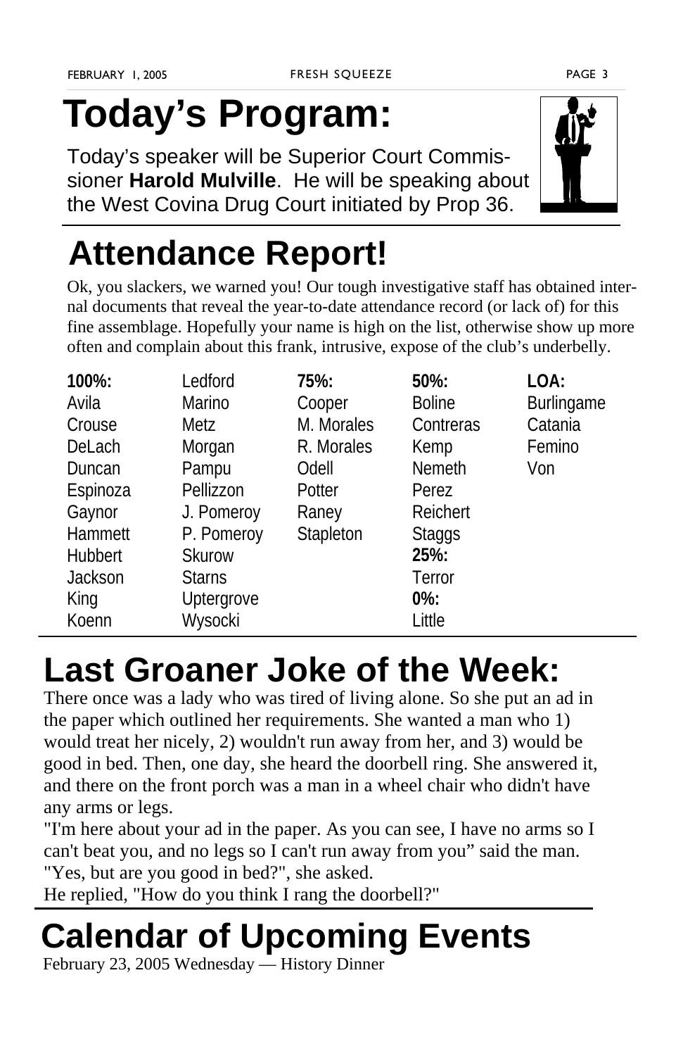# Today's Program:

Today's speaker will be Superior Court Commissioner **Harold Mulville**. He will be speaking about the West Covina Drug Court initiated by Prop 36.

# Attendance Report!

Ok, you slackers, we warned you! Our tough investigative staff has obtained internal documents that reveal the year-to-date attendance record (or lack of) for this fine assemblage. Hopefully your name is high on the list, otherwise show up more often and complain about this frank, intrusive, expose of the club's underbelly.

| **100%:** | | **75%:** | **50%:** | **LOA:** |
|---|---|---|---|---|
| Avila | Ledford | Cooper | Boline | Burlingame |
| Crouse | Marino | M. Morales | Contreras | Catania |
| DeLach | Metz | R. Morales | Kemp | Femino |
| Duncan | Morgan | Odell | Nemeth | Von |
| Espinoza | Pampu | Potter | Perez | |
| Gaynor | Pellizzon | Raney | Reichert | |
| Hammett | J. Pomeroy | Stapleton | Staggs | |
| Hubbert | P. Pomeroy | | **25%:** | |
| Jackson | Skurow | | Terror | |
| King | Starns | | **0%:** | |
| Koenn | Uptergrove | | Little | |
| | Wysocki | | | |

# Last Groaner Joke of the Week:

There once was a lady who was tired of living alone. So she put an ad in the paper which outlined her requirements. She wanted a man who 1) would treat her nicely, 2) wouldn't run away from her, and 3) would be good in bed. Then, one day, she heard the doorbell ring. She answered it, and there on the front porch was a man in a wheel chair who didn't have any arms or legs.

"I'm here about your ad in the paper. As you can see, I have no arms so I can't beat you, and no legs so I can't run away from you" said the man.

"Yes, but are you good in bed?", she asked.

He replied, "How do you think I rang the doorbell?"

# Calendar of Upcoming Events

February 23, 2005 Wednesday — History Dinner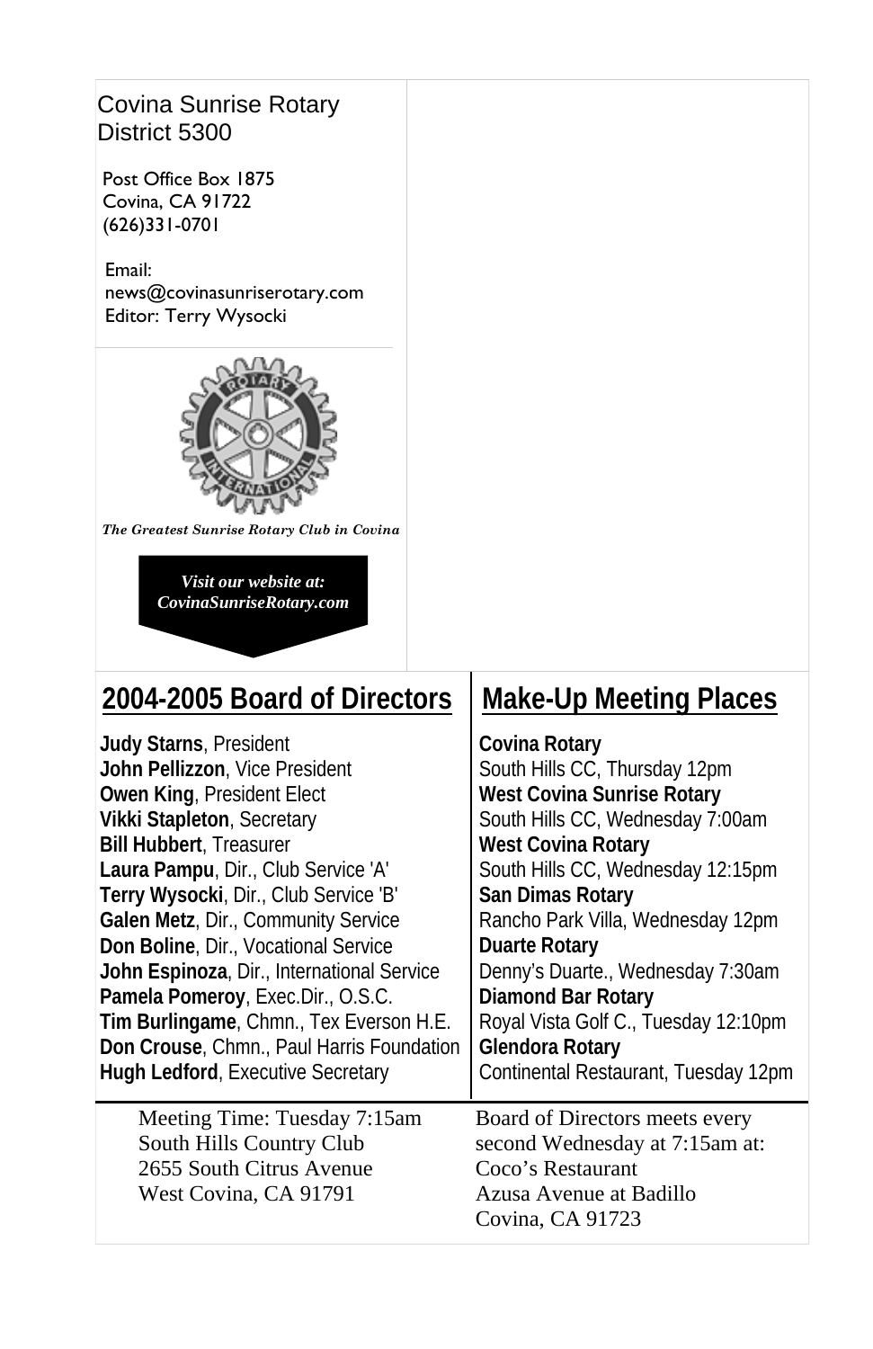Covina Sunrise Rotary
District 5300

Post Office Box 1875
Covina, CA 91722
(626)331-0701

Email:
news@covinasunriserotary.com
Editor: Terry Wysocki

*The Greatest Sunrise Rotary Club in Covina*

*Visit our website at:*
*CovinaSunriseRotary.com*

## 2004-2005 Board of Directors

**Judy Starns**, President
**John Pellizzon**, Vice President
**Owen King**, President Elect
**Vikki Stapleton**, Secretary
**Bill Hubbert**, Treasurer
**Laura Pampu**, Dir., Club Service 'A'
**Terry Wysocki**, Dir., Club Service 'B'
**Galen Metz**, Dir., Community Service
**Don Boline**, Dir., Vocational Service
**John Espinoza**, Dir., International Service
**Pamela Pomeroy**, Exec.Dir., O.S.C.
**Tim Burlingame**, Chmn., Tex Everson H.E.
**Don Crouse**, Chmn., Paul Harris Foundation
**Hugh Ledford**, Executive Secretary

## Make-Up Meeting Places

**Covina Rotary**
South Hills CC, Thursday 12pm
**West Covina Sunrise Rotary**
South Hills CC, Wednesday 7:00am
**West Covina Rotary**
South Hills CC, Wednesday 12:15pm
**San Dimas Rotary**
Rancho Park Villa, Wednesday 12pm
**Duarte Rotary**
Denny's Duarte., Wednesday 7:30am
**Diamond Bar Rotary**
Royal Vista Golf C., Tuesday 12:10pm
**Glendora Rotary**
Continental Restaurant, Tuesday 12pm

Meeting Time: Tuesday 7:15am
South Hills Country Club
2655 South Citrus Avenue
West Covina, CA 91791

Board of Directors meets every second Wednesday at 7:15am at:
Coco's Restaurant
Azusa Avenue at Badillo
Covina, CA 91723